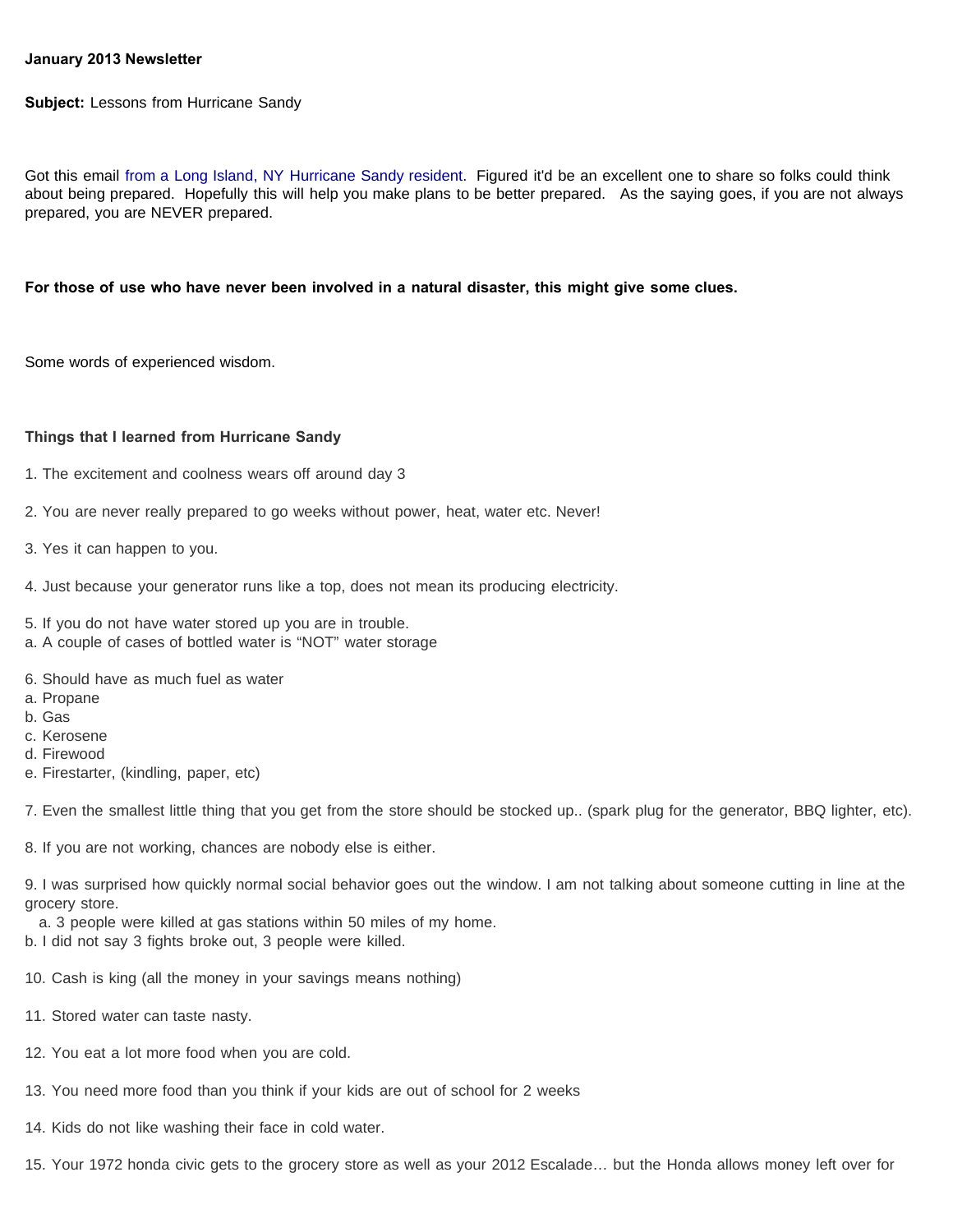**January 2013 Newsletter**

**Subject:** Lessons from Hurricane Sandy

Got this email from a Long Island, NY Hurricane Sandy resident. Figured it'd be an excellent one to share so folks could think about being prepared. Hopefully this will help you make plans to be better prepared. As the saying goes, if you are not always prepared, you are NEVER prepared.

**For those of use who have never been involved in a natural disaster, this might give some clues.**

Some words of experienced wisdom.

**Things that I learned from Hurricane Sandy**

1. The excitement and coolness wears off around day 3

2. You are never really prepared to go weeks without power, heat, water etc. Never!

3. Yes it can happen to you.

4. Just because your generator runs like a top, does not mean its producing electricity.

5. If you do not have water stored up you are in trouble.
a. A couple of cases of bottled water is “NOT” water storage

6. Should have as much fuel as water
a. Propane
b. Gas
c. Kerosene
d. Firewood
e. Firestarter, (kindling, paper, etc)

7. Even the smallest little thing that you get from the store should be stocked up.. (spark plug for the generator, BBQ lighter, etc).

8. If you are not working, chances are nobody else is either.

9. I was surprised how quickly normal social behavior goes out the window. I am not talking about someone cutting in line at the grocery store.
a. 3 people were killed at gas stations within 50 miles of my home.
b. I did not say 3 fights broke out, 3 people were killed.

10. Cash is king (all the money in your savings means nothing)

11. Stored water can taste nasty.

12. You eat a lot more food when you are cold.

13. You need more food than you think if your kids are out of school for 2 weeks

14. Kids do not like washing their face in cold water.

15. Your 1972 honda civic gets to the grocery store as well as your 2012 Escalade… but the Honda allows money left over for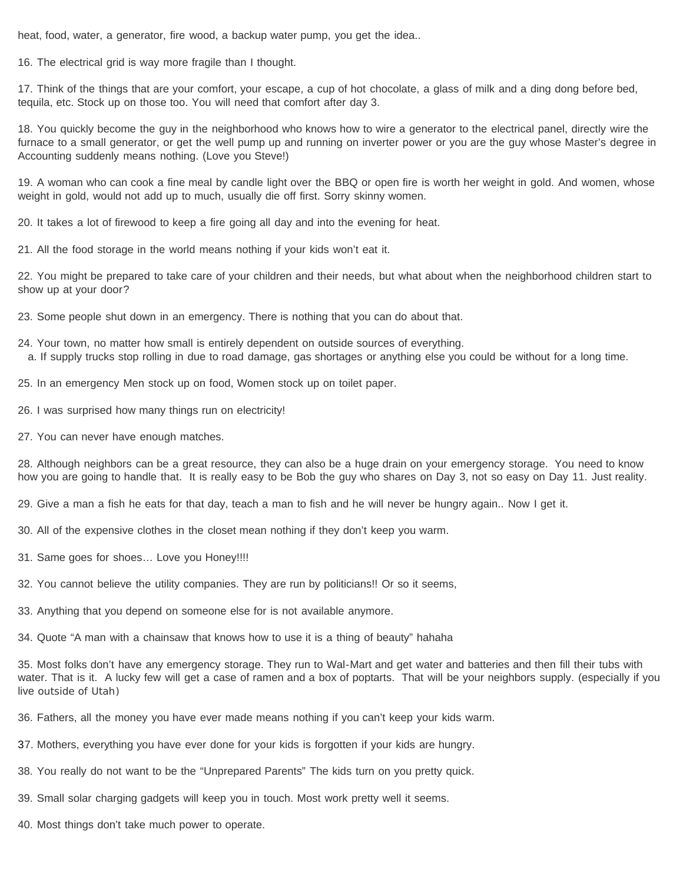heat, food, water, a generator, fire wood, a backup water pump, you get the idea..

16. The electrical grid is way more fragile than I thought.

17. Think of the things that are your comfort, your escape, a cup of hot chocolate, a glass of milk and a ding dong before bed, tequila, etc. Stock up on those too. You will need that comfort after day 3.

18. You quickly become the guy in the neighborhood who knows how to wire a generator to the electrical panel, directly wire the furnace to a small generator, or get the well pump up and running on inverter power or you are the guy whose Master's degree in Accounting suddenly means nothing. (Love you Steve!)

19. A woman who can cook a fine meal by candle light over the BBQ or open fire is worth her weight in gold. And women, whose weight in gold, would not add up to much, usually die off first. Sorry skinny women.

20. It takes a lot of firewood to keep a fire going all day and into the evening for heat.

21. All the food storage in the world means nothing if your kids won't eat it.

22. You might be prepared to take care of your children and their needs, but what about when the neighborhood children start to show up at your door?

23. Some people shut down in an emergency. There is nothing that you can do about that.

24. Your town, no matter how small is entirely dependent on outside sources of everything.
   a. If supply trucks stop rolling in due to road damage, gas shortages or anything else you could be without for a long time.

25. In an emergency Men stock up on food, Women stock up on toilet paper.

26. I was surprised how many things run on electricity!

27. You can never have enough matches.

28. Although neighbors can be a great resource, they can also be a huge drain on your emergency storage. You need to know how you are going to handle that. It is really easy to be Bob the guy who shares on Day 3, not so easy on Day 11. Just reality.

29. Give a man a fish he eats for that day, teach a man to fish and he will never be hungry again.. Now I get it.

30. All of the expensive clothes in the closet mean nothing if they don't keep you warm.

31. Same goes for shoes… Love you Honey!!!!

32. You cannot believe the utility companies. They are run by politicians!! Or so it seems,

33. Anything that you depend on someone else for is not available anymore.

34. Quote "A man with a chainsaw that knows how to use it is a thing of beauty" hahaha

35. Most folks don't have any emergency storage. They run to Wal-Mart and get water and batteries and then fill their tubs with water. That is it. A lucky few will get a case of ramen and a box of poptarts. That will be your neighbors supply. (especially if you live outside of Utah)

36. Fathers, all the money you have ever made means nothing if you can't keep your kids warm.

37. Mothers, everything you have ever done for your kids is forgotten if your kids are hungry.

38. You really do not want to be the "Unprepared Parents" The kids turn on you pretty quick.

39. Small solar charging gadgets will keep you in touch. Most work pretty well it seems.

40. Most things don't take much power to operate.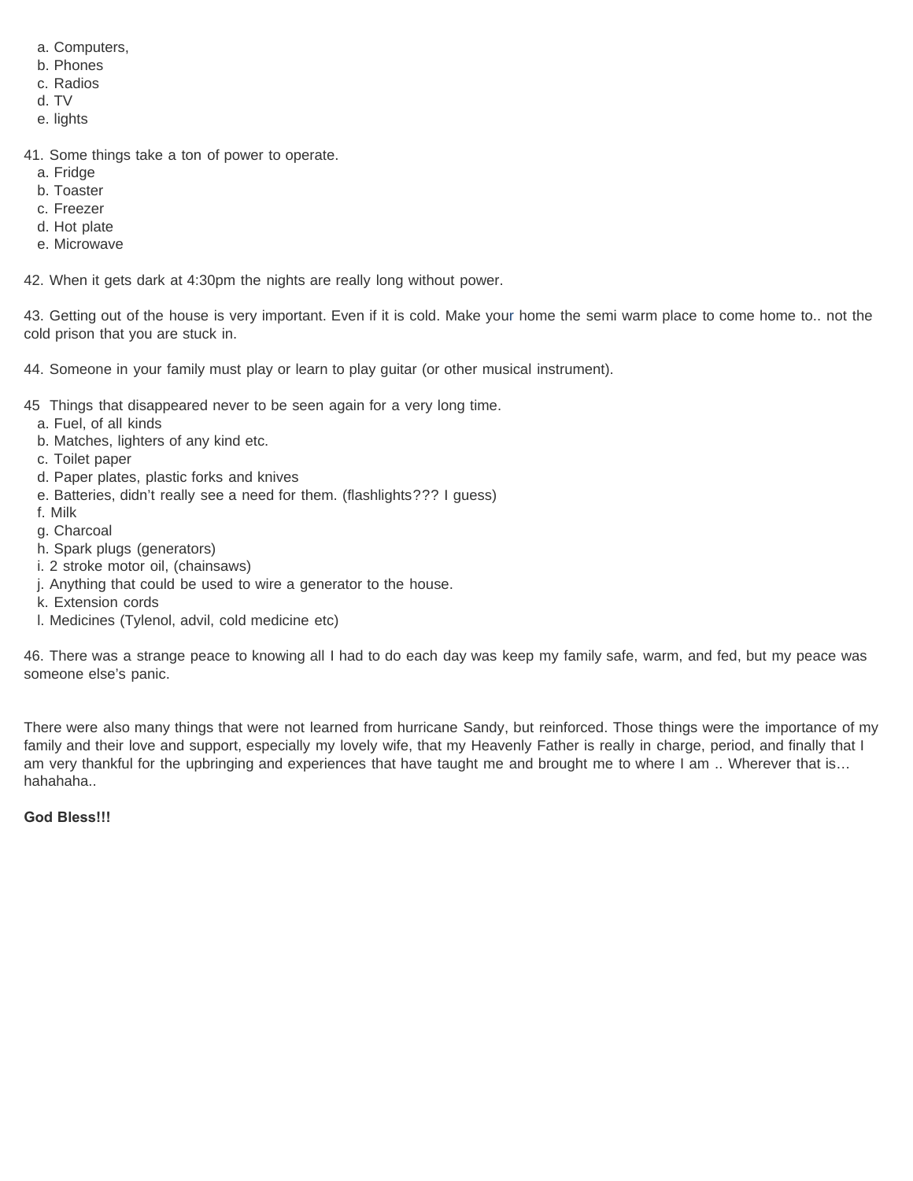a. Computers,
   b. Phones
   c. Radios
   d. TV
   e. lights

41. Some things take a ton of power to operate.
   a. Fridge
   b. Toaster
   c. Freezer
   d. Hot plate
   e. Microwave

42. When it gets dark at 4:30pm the nights are really long without power.

43. Getting out of the house is very important. Even if it is cold. Make your home the semi warm place to come home to.. not the cold prison that you are stuck in.

44. Someone in your family must play or learn to play guitar (or other musical instrument).

45  Things that disappeared never to be seen again for a very long time.
   a. Fuel, of all kinds
   b. Matches, lighters of any kind etc.
   c. Toilet paper
   d. Paper plates, plastic forks and knives
   e. Batteries, didn't really see a need for them. (flashlights??? I guess)
   f. Milk
   g. Charcoal
   h. Spark plugs (generators)
   i. 2 stroke motor oil, (chainsaws)
   j. Anything that could be used to wire a generator to the house.
   k. Extension cords
   l. Medicines (Tylenol, advil, cold medicine etc)

46. There was a strange peace to knowing all I had to do each day was keep my family safe, warm, and fed, but my peace was someone else's panic.

There were also many things that were not learned from hurricane Sandy, but reinforced. Those things were the importance of my family and their love and support, especially my lovely wife, that my Heavenly Father is really in charge, period, and finally that I am very thankful for the upbringing and experiences that have taught me and brought me to where I am .. Wherever that is… hahahaha..

**God Bless!!!**